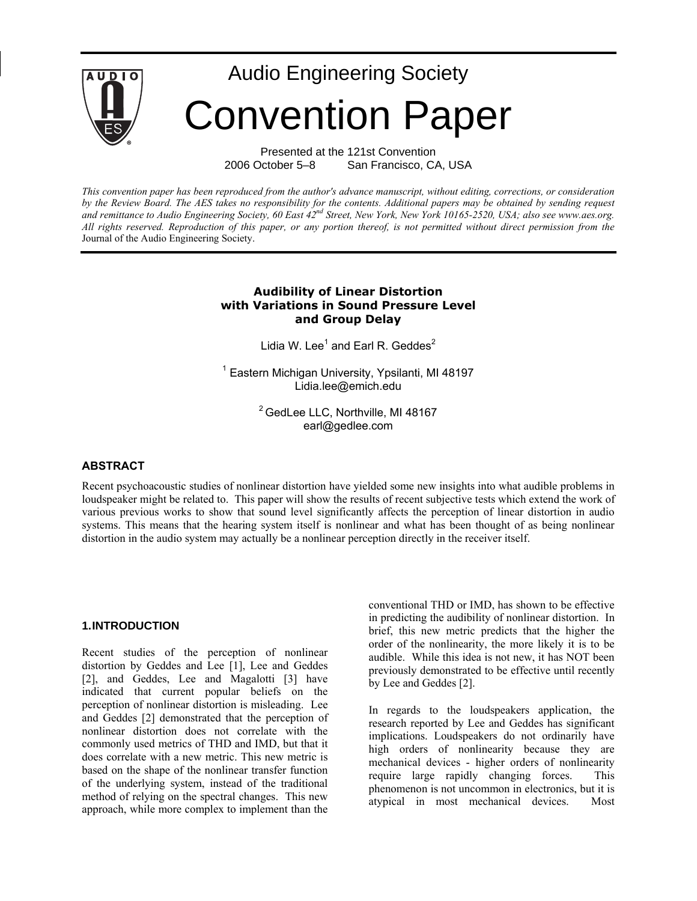# Audio Engineering Society

# Convention Paper

Presented at the 121st Convention
2006 October 5–8 San Francisco, CA, USA

*This convention paper has been reproduced from the author's advance manuscript, without editing, corrections, or consideration by the Review Board. The AES takes no responsibility for the contents. Additional papers may be obtained by sending request and remittance to Audio Engineering Society, 60 East 42nd Street, New York, New York 10165-2520, USA; also see www.aes.org. All rights reserved. Reproduction of this paper, or any portion thereof, is not permitted without direct permission from the* Journal of the Audio Engineering Society.

## Audibility of Linear Distortion with Variations in Sound Pressure Level and Group Delay

Lidia W. Lee[1] and Earl R. Geddes[2]

[1] Eastern Michigan University, Ypsilanti, MI 48197
Lidia.lee@emich.edu

[2] GedLee LLC, Northville, MI 48167
earl@gedlee.com

### ABSTRACT

Recent psychoacoustic studies of nonlinear distortion have yielded some new insights into what audible problems in loudspeaker might be related to. This paper will show the results of recent subjective tests which extend the work of various previous works to show that sound level significantly affects the perception of linear distortion in audio systems. This means that the hearing system itself is nonlinear and what has been thought of as being nonlinear distortion in the audio system may actually be a nonlinear perception directly in the receiver itself.

### 1. INTRODUCTION

Recent studies of the perception of nonlinear distortion by Geddes and Lee [1], Lee and Geddes [2], and Geddes, Lee and Magalotti [3] have indicated that current popular beliefs on the perception of nonlinear distortion is misleading. Lee and Geddes [2] demonstrated that the perception of nonlinear distortion does not correlate with the commonly used metrics of THD and IMD, but that it does correlate with a new metric. This new metric is based on the shape of the nonlinear transfer function of the underlying system, instead of the traditional method of relying on the spectral changes. This new approach, while more complex to implement than the conventional THD or IMD, has shown to be effective in predicting the audibility of nonlinear distortion. In brief, this new metric predicts that the higher the order of the nonlinearity, the more likely it is to be audible. While this idea is not new, it has NOT been previously demonstrated to be effective until recently by Lee and Geddes [2].

In regards to the loudspeakers application, the research reported by Lee and Geddes has significant implications. Loudspeakers do not ordinarily have high orders of nonlinearity because they are mechanical devices - higher orders of nonlinearity require large rapidly changing forces. This phenomenon is not uncommon in electronics, but it is atypical in most mechanical devices. Most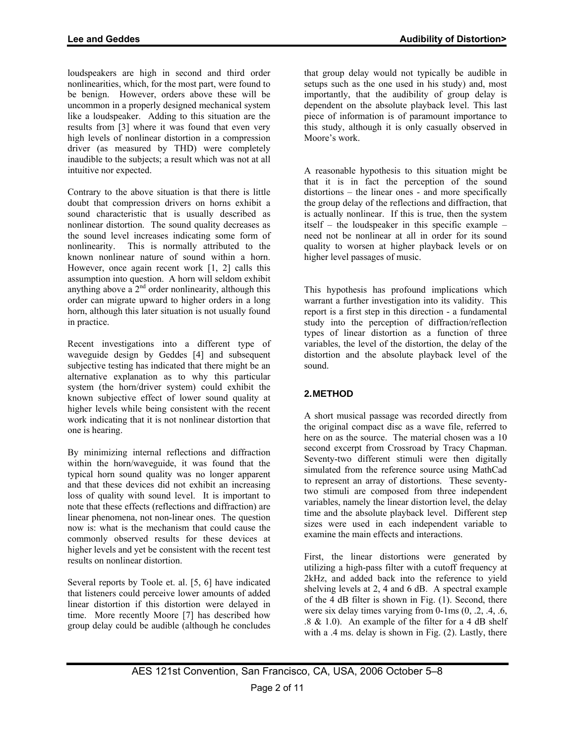loudspeakers are high in second and third order nonlinearities, which, for the most part, were found to be benign. However, orders above these will be uncommon in a properly designed mechanical system like a loudspeaker. Adding to this situation are the results from [3] where it was found that even very high levels of nonlinear distortion in a compression driver (as measured by THD) were completely inaudible to the subjects; a result which was not at all intuitive nor expected.

Contrary to the above situation is that there is little doubt that compression drivers on horns exhibit a sound characteristic that is usually described as nonlinear distortion. The sound quality decreases as the sound level increases indicating some form of nonlinearity. This is normally attributed to the known nonlinear nature of sound within a horn. However, once again recent work [1, 2] calls this assumption into question. A horn will seldom exhibit anything above a 2nd order nonlinearity, although this order can migrate upward to higher orders in a long horn, although this later situation is not usually found in practice.

Recent investigations into a different type of waveguide design by Geddes [4] and subsequent subjective testing has indicated that there might be an alternative explanation as to why this particular system (the horn/driver system) could exhibit the known subjective effect of lower sound quality at higher levels while being consistent with the recent work indicating that it is not nonlinear distortion that one is hearing.

By minimizing internal reflections and diffraction within the horn/waveguide, it was found that the typical horn sound quality was no longer apparent and that these devices did not exhibit an increasing loss of quality with sound level. It is important to note that these effects (reflections and diffraction) are linear phenomena, not non-linear ones. The question now is: what is the mechanism that could cause the commonly observed results for these devices at higher levels and yet be consistent with the recent test results on nonlinear distortion.

Several reports by Toole et. al. [5, 6] have indicated that listeners could perceive lower amounts of added linear distortion if this distortion were delayed in time. More recently Moore [7] has described how group delay could be audible (although he concludes that group delay would not typically be audible in setups such as the one used in his study) and, most importantly, that the audibility of group delay is dependent on the absolute playback level. This last piece of information is of paramount importance to this study, although it is only casually observed in Moore's work.

A reasonable hypothesis to this situation might be that it is in fact the perception of the sound distortions – the linear ones - and more specifically the group delay of the reflections and diffraction, that is actually nonlinear. If this is true, then the system itself – the loudspeaker in this specific example – need not be nonlinear at all in order for its sound quality to worsen at higher playback levels or on higher level passages of music.

This hypothesis has profound implications which warrant a further investigation into its validity. This report is a first step in this direction - a fundamental study into the perception of diffraction/reflection types of linear distortion as a function of three variables, the level of the distortion, the delay of the distortion and the absolute playback level of the sound.

## 2. METHOD

A short musical passage was recorded directly from the original compact disc as a wave file, referred to here on as the source. The material chosen was a 10 second excerpt from Crossroad by Tracy Chapman. Seventy-two different stimuli were then digitally simulated from the reference source using MathCad to represent an array of distortions. These seventy-two stimuli are composed from three independent variables, namely the linear distortion level, the delay time and the absolute playback level. Different step sizes were used in each independent variable to examine the main effects and interactions.

First, the linear distortions were generated by utilizing a high-pass filter with a cutoff frequency at 2kHz, and added back into the reference to yield shelving levels at 2, 4 and 6 dB. A spectral example of the 4 dB filter is shown in Fig. (1). Second, there were six delay times varying from 0-1ms (0, .2, .4, .6, .8 & 1.0). An example of the filter for a 4 dB shelf with a .4 ms. delay is shown in Fig. (2). Lastly, there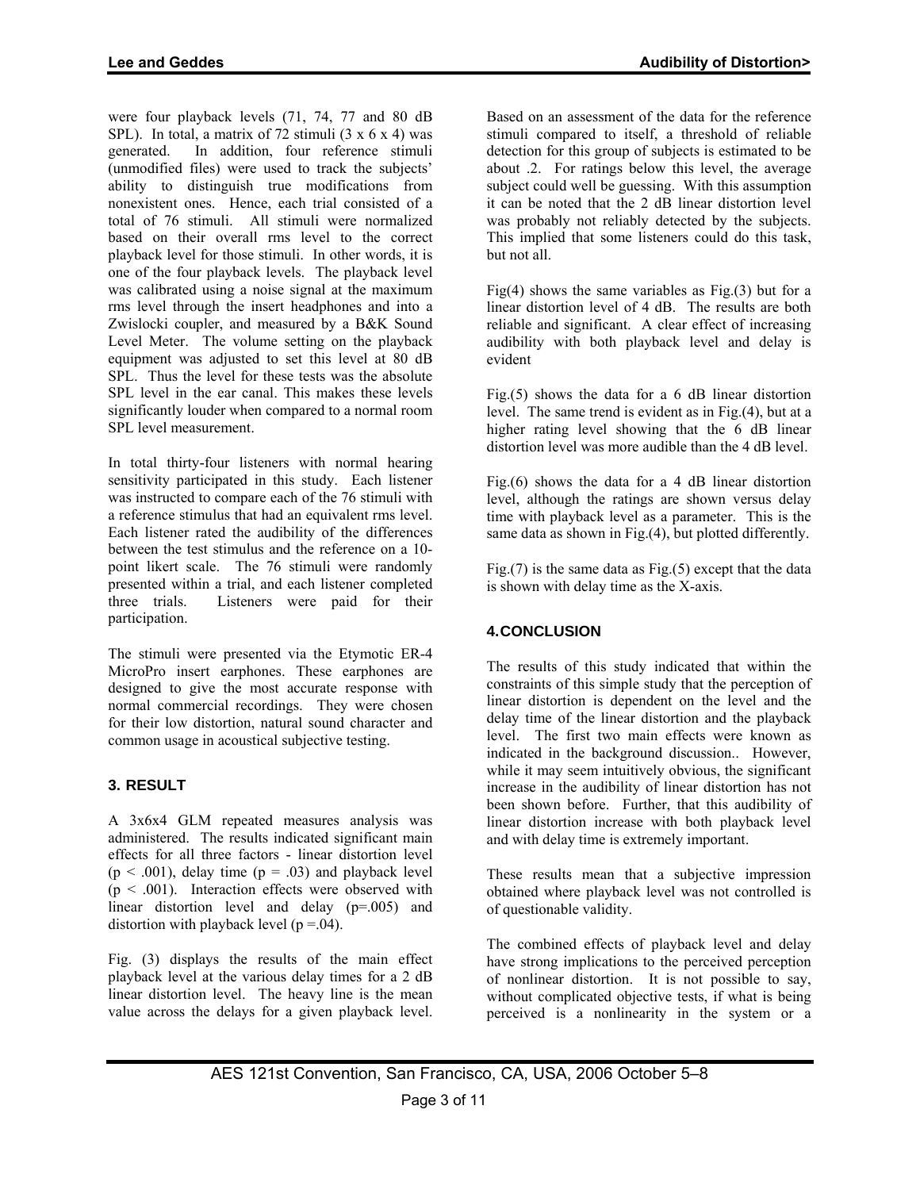were four playback levels (71, 74, 77 and 80 dB SPL). In total, a matrix of 72 stimuli (3 x 6 x 4) was generated. In addition, four reference stimuli (unmodified files) were used to track the subjects' ability to distinguish true modifications from nonexistent ones. Hence, each trial consisted of a total of 76 stimuli. All stimuli were normalized based on their overall rms level to the correct playback level for those stimuli. In other words, it is one of the four playback levels. The playback level was calibrated using a noise signal at the maximum rms level through the insert headphones and into a Zwislocki coupler, and measured by a B&K Sound Level Meter. The volume setting on the playback equipment was adjusted to set this level at 80 dB SPL. Thus the level for these tests was the absolute SPL level in the ear canal. This makes these levels significantly louder when compared to a normal room SPL level measurement.

In total thirty-four listeners with normal hearing sensitivity participated in this study. Each listener was instructed to compare each of the 76 stimuli with a reference stimulus that had an equivalent rms level. Each listener rated the audibility of the differences between the test stimulus and the reference on a 10-point likert scale. The 76 stimuli were randomly presented within a trial, and each listener completed three trials. Listeners were paid for their participation.

The stimuli were presented via the Etymotic ER-4 MicroPro insert earphones. These earphones are designed to give the most accurate response with normal commercial recordings. They were chosen for their low distortion, natural sound character and common usage in acoustical subjective testing.

## 3. RESULT

A 3x6x4 GLM repeated measures analysis was administered. The results indicated significant main effects for all three factors - linear distortion level ($p < .001$), delay time ($p = .03$) and playback level ($p < .001$). Interaction effects were observed with linear distortion level and delay ($p=.005$) and distortion with playback level ($p =.04$).

Fig. (3) displays the results of the main effect playback level at the various delay times for a 2 dB linear distortion level. The heavy line is the mean value across the delays for a given playback level. Based on an assessment of the data for the reference stimuli compared to itself, a threshold of reliable detection for this group of subjects is estimated to be about .2. For ratings below this level, the average subject could well be guessing. With this assumption it can be noted that the 2 dB linear distortion level was probably not reliably detected by the subjects. This implied that some listeners could do this task, but not all.

Fig(4) shows the same variables as Fig.(3) but for a linear distortion level of 4 dB. The results are both reliable and significant. A clear effect of increasing audibility with both playback level and delay is evident

Fig.(5) shows the data for a 6 dB linear distortion level. The same trend is evident as in Fig.(4), but at a higher rating level showing that the 6 dB linear distortion level was more audible than the 4 dB level.

Fig.(6) shows the data for a 4 dB linear distortion level, although the ratings are shown versus delay time with playback level as a parameter. This is the same data as shown in Fig.(4), but plotted differently.

Fig.(7) is the same data as Fig.(5) except that the data is shown with delay time as the X-axis.

## 4.CONCLUSION

The results of this study indicated that within the constraints of this simple study that the perception of linear distortion is dependent on the level and the delay time of the linear distortion and the playback level. The first two main effects were known as indicated in the background discussion.. However, while it may seem intuitively obvious, the significant increase in the audibility of linear distortion has not been shown before. Further, that this audibility of linear distortion increase with both playback level and with delay time is extremely important.

These results mean that a subjective impression obtained where playback level was not controlled is of questionable validity.

The combined effects of playback level and delay have strong implications to the perceived perception of nonlinear distortion. It is not possible to say, without complicated objective tests, if what is being perceived is a nonlinearity in the system or a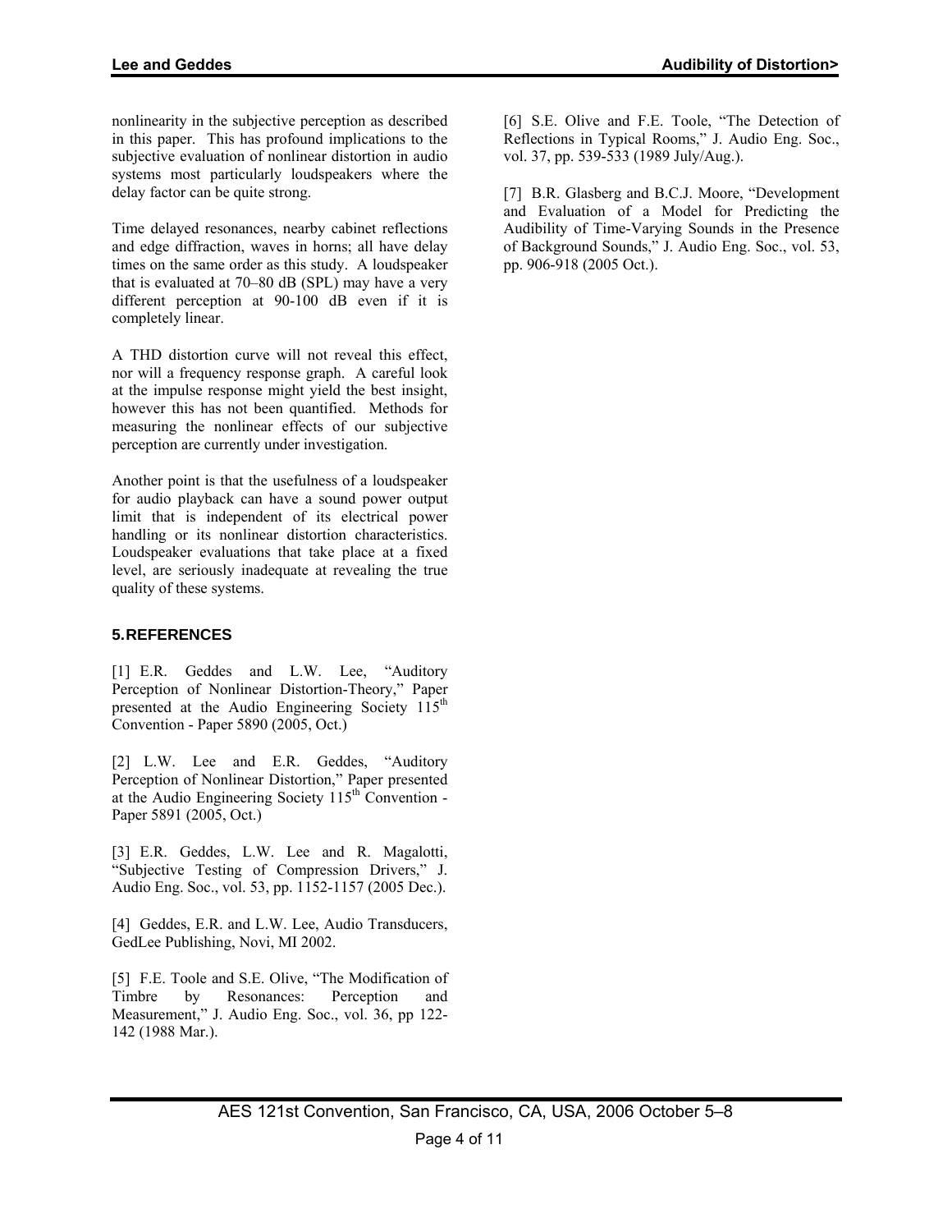nonlinearity in the subjective perception as described in this paper. This has profound implications to the subjective evaluation of nonlinear distortion in audio systems most particularly loudspeakers where the delay factor can be quite strong.

Time delayed resonances, nearby cabinet reflections and edge diffraction, waves in horns; all have delay times on the same order as this study. A loudspeaker that is evaluated at 70–80 dB (SPL) may have a very different perception at 90-100 dB even if it is completely linear.

A THD distortion curve will not reveal this effect, nor will a frequency response graph. A careful look at the impulse response might yield the best insight, however this has not been quantified. Methods for measuring the nonlinear effects of our subjective perception are currently under investigation.

Another point is that the usefulness of a loudspeaker for audio playback can have a sound power output limit that is independent of its electrical power handling or its nonlinear distortion characteristics. Loudspeaker evaluations that take place at a fixed level, are seriously inadequate at revealing the true quality of these systems.

## 5. REFERENCES

[1] E.R. Geddes and L.W. Lee, "Auditory Perception of Nonlinear Distortion-Theory," Paper presented at the Audio Engineering Society 115th Convention - Paper 5890 (2005, Oct.)

[2] L.W. Lee and E.R. Geddes, "Auditory Perception of Nonlinear Distortion," Paper presented at the Audio Engineering Society 115th Convention - Paper 5891 (2005, Oct.)

[3] E.R. Geddes, L.W. Lee and R. Magalotti, "Subjective Testing of Compression Drivers," J. Audio Eng. Soc., vol. 53, pp. 1152-1157 (2005 Dec.).

[4] Geddes, E.R. and L.W. Lee, Audio Transducers, GedLee Publishing, Novi, MI 2002.

[5] F.E. Toole and S.E. Olive, "The Modification of Timbre by Resonances: Perception and Measurement," J. Audio Eng. Soc., vol. 36, pp 122-142 (1988 Mar.).

[6] S.E. Olive and F.E. Toole, "The Detection of Reflections in Typical Rooms," J. Audio Eng. Soc., vol. 37, pp. 539-533 (1989 July/Aug.).

[7] B.R. Glasberg and B.C.J. Moore, "Development and Evaluation of a Model for Predicting the Audibility of Time-Varying Sounds in the Presence of Background Sounds," J. Audio Eng. Soc., vol. 53, pp. 906-918 (2005 Oct.).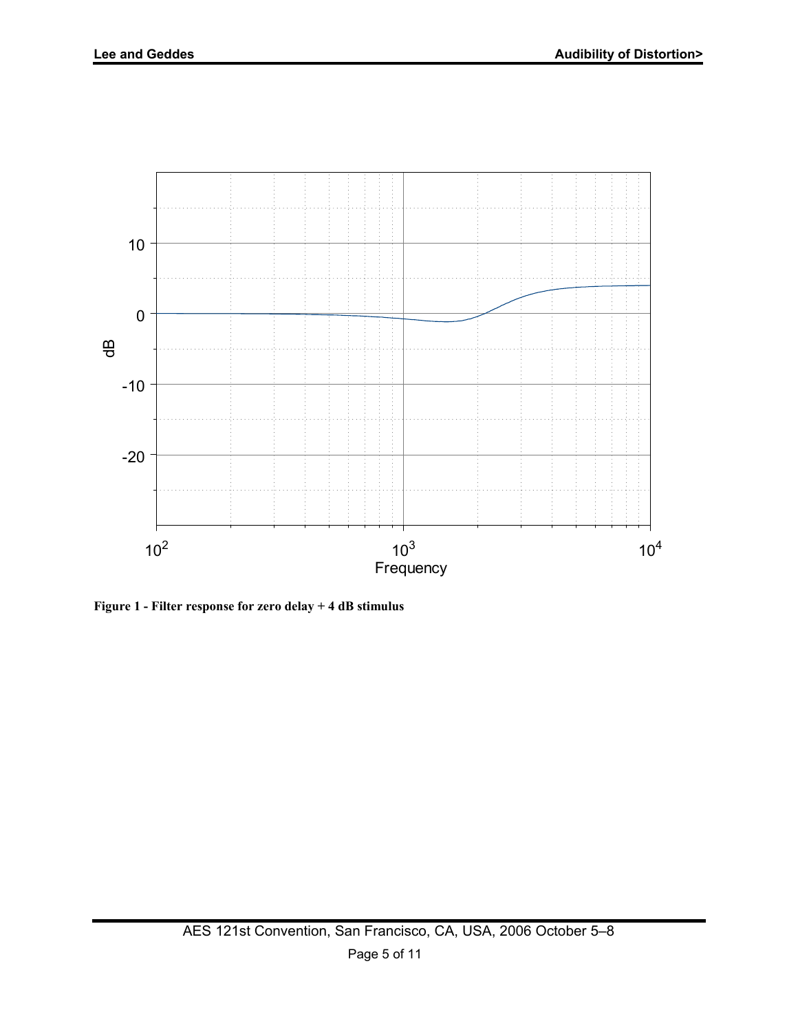Figure 1 - Filter response for zero delay + 4 dB stimulus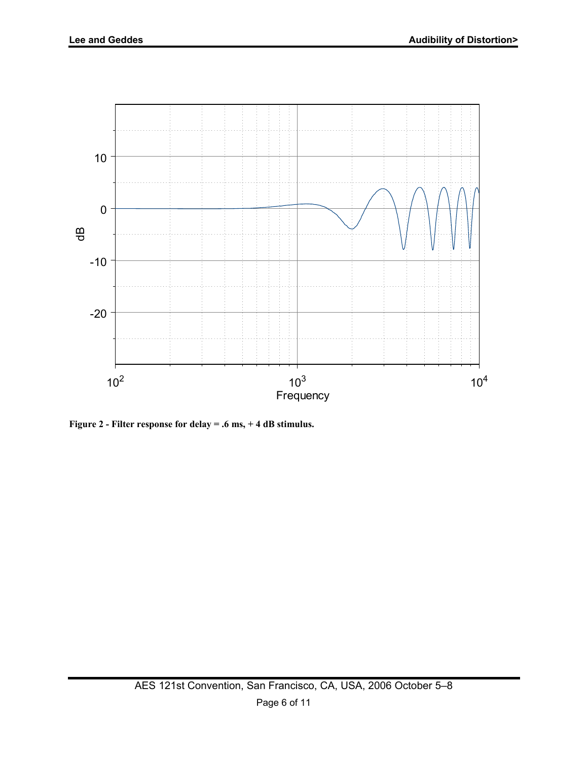**Figure 2 - Filter response for delay = .6 ms, + 4 dB stimulus.**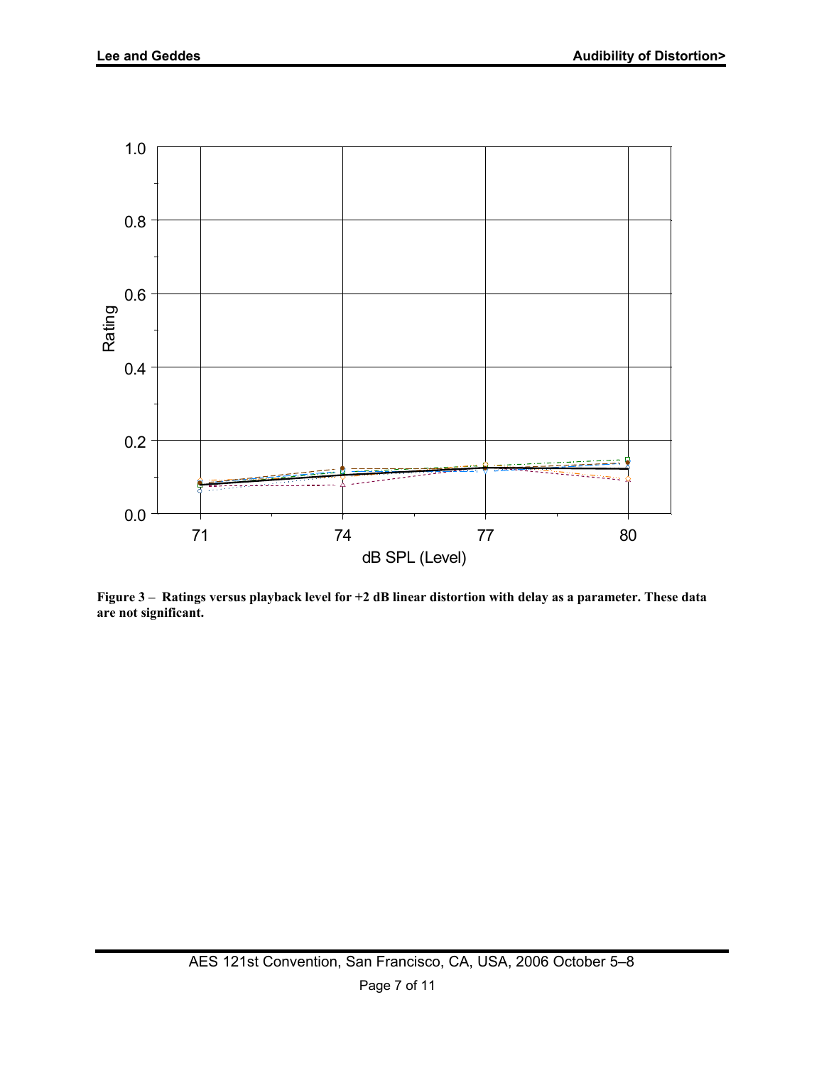Figure 3 – Ratings versus playback level for +2 dB linear distortion with delay as a parameter. These data are not significant.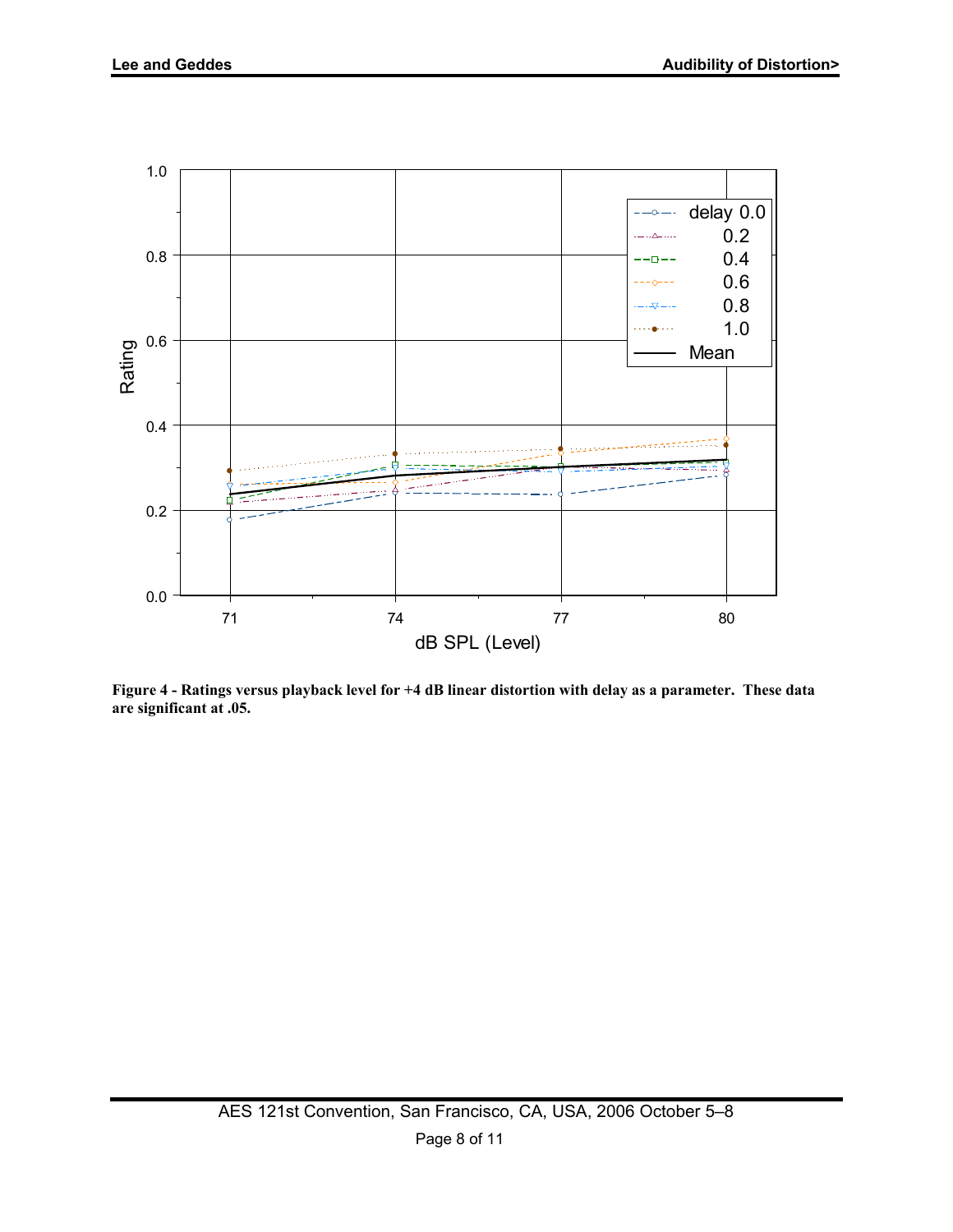**Figure 4 - Ratings versus playback level for +4 dB linear distortion with delay as a parameter. These data are significant at .05.**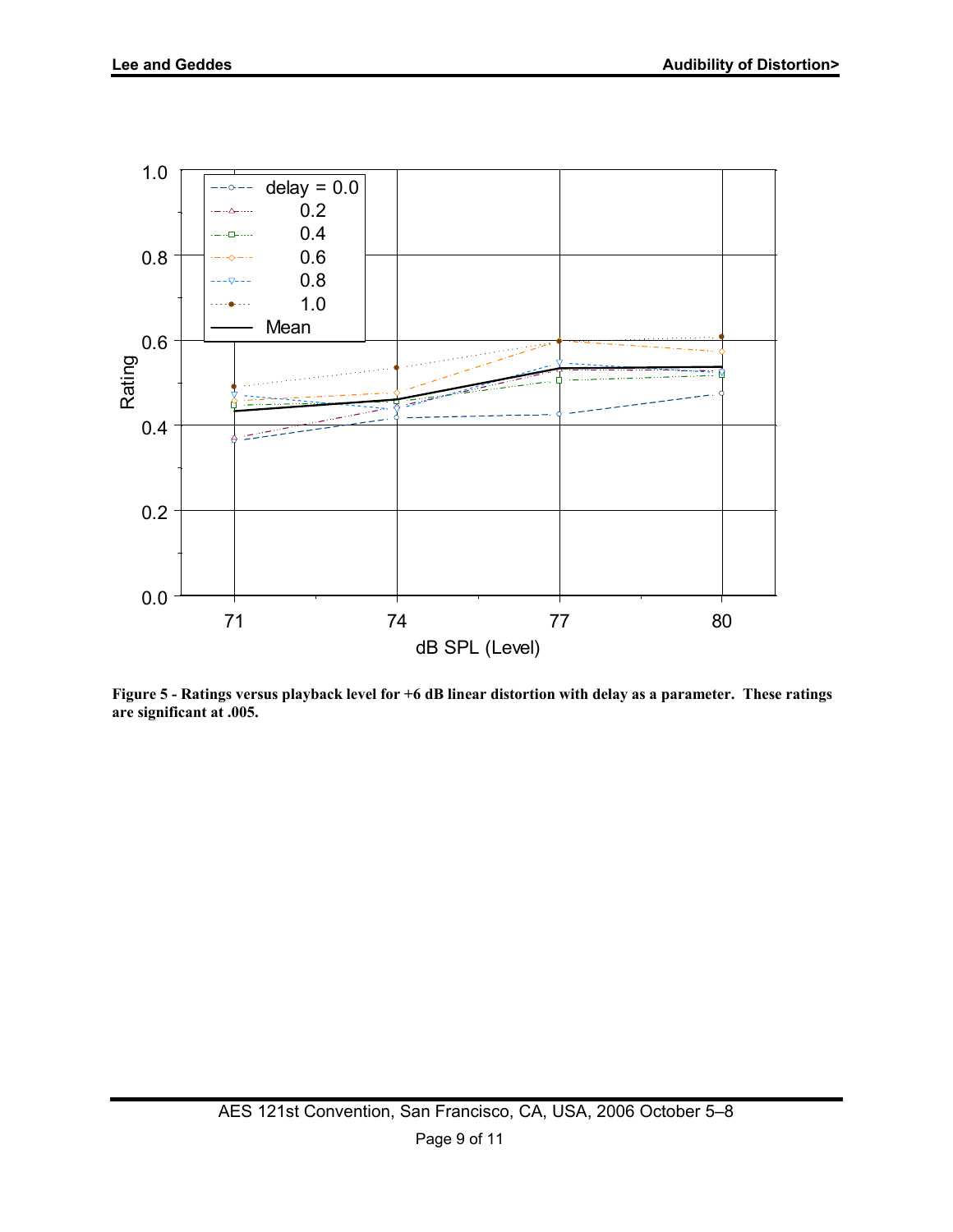**Figure 5 - Ratings versus playback level for +6 dB linear distortion with delay as a parameter. These ratings are significant at .005.**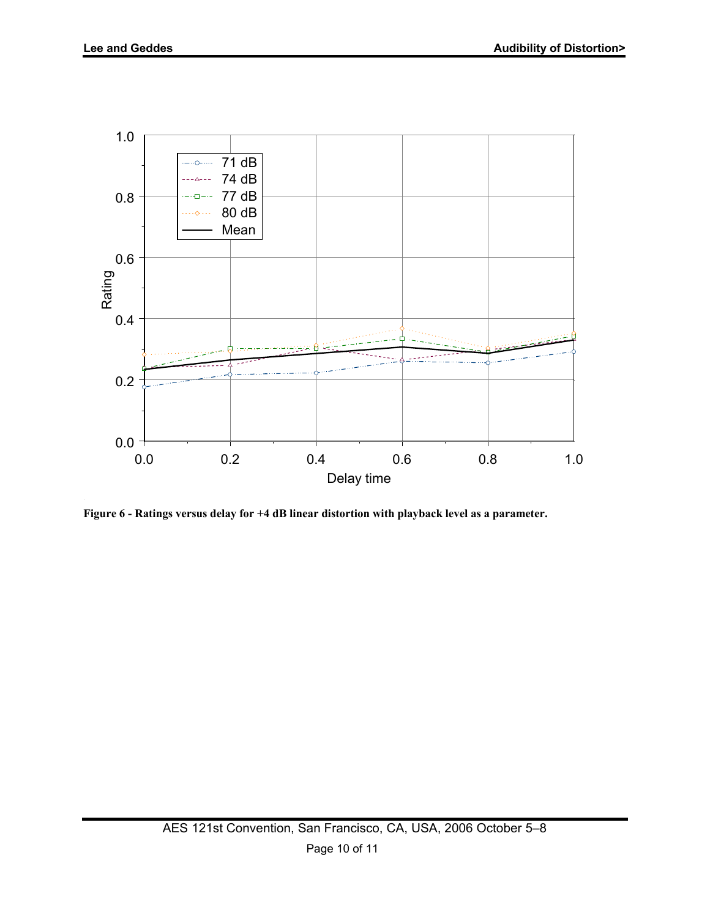Figure 6 - Ratings versus delay for +4 dB linear distortion with playback level as a parameter.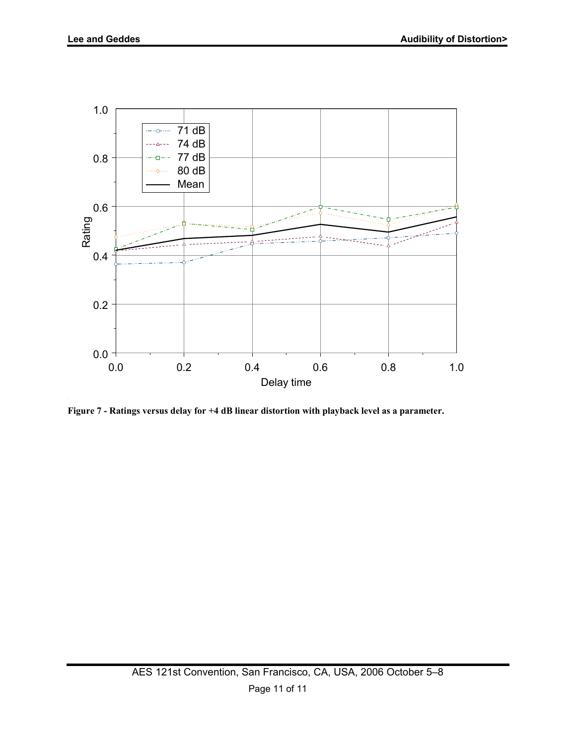1.0
0.8
0.6
0.4
0.2
0.0

Rating

0.0
0.2
0.4
0.6
0.8
1.0

Delay time

71 dB
74 dB
77 dB
80 dB
Mean

**Figure 7 - Ratings versus delay for +4 dB linear distortion with playback level as a parameter.**